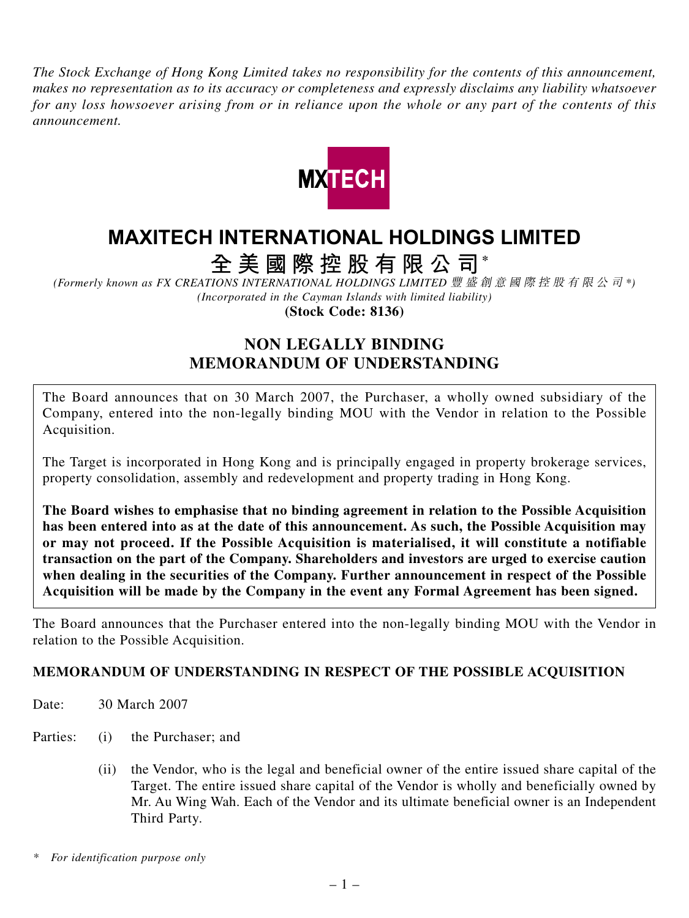*The Stock Exchange of Hong Kong Limited takes no responsibility for the contents of this announcement, makes no representation as to its accuracy or completeness and expressly disclaims any liability whatsoever for any loss howsoever arising from or in reliance upon the whole or any part of the contents of this announcement.*

MXTECH

# MAXITECH INTERNATIONAL HOLDINGS LIMITED

# 全美國際控股有限公司*

*(Formerly known as FX CREATIONS INTERNATIONAL HOLDINGS LIMITED 豐盛創意國際控股有限公司*)*
*(Incorporated in the Cayman Islands with limited liability)*
**(Stock Code: 8136)**

## NON LEGALLY BINDING MEMORANDUM OF UNDERSTANDING

The Board announces that on 30 March 2007, the Purchaser, a wholly owned subsidiary of the Company, entered into the non-legally binding MOU with the Vendor in relation to the Possible Acquisition.

The Target is incorporated in Hong Kong and is principally engaged in property brokerage services, property consolidation, assembly and redevelopment and property trading in Hong Kong.

**The Board wishes to emphasise that no binding agreement in relation to the Possible Acquisition has been entered into as at the date of this announcement. As such, the Possible Acquisition may or may not proceed. If the Possible Acquisition is materialised, it will constitute a notifiable transaction on the part of the Company. Shareholders and investors are urged to exercise caution when dealing in the securities of the Company. Further announcement in respect of the Possible Acquisition will be made by the Company in the event any Formal Agreement has been signed.**

The Board announces that the Purchaser entered into the non-legally binding MOU with the Vendor in relation to the Possible Acquisition.

### MEMORANDUM OF UNDERSTANDING IN RESPECT OF THE POSSIBLE ACQUISITION

Date: 30 March 2007

Parties: (i) the Purchaser; and

(ii) the Vendor, who is the legal and beneficial owner of the entire issued share capital of the Target. The entire issued share capital of the Vendor is wholly and beneficially owned by Mr. Au Wing Wah. Each of the Vendor and its ultimate beneficial owner is an Independent Third Party.

\* *For identification purpose only*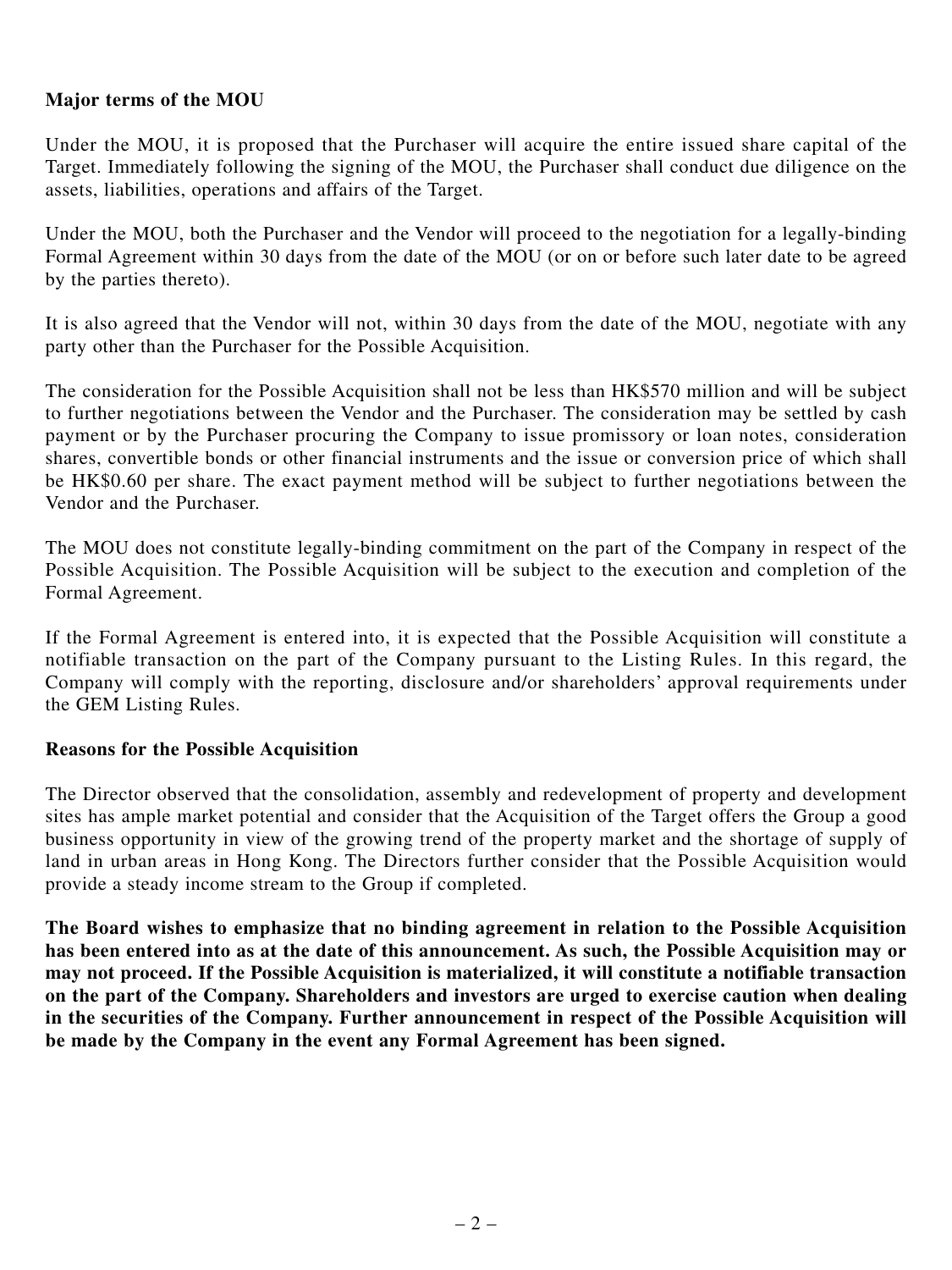**Major terms of the MOU**

Under the MOU, it is proposed that the Purchaser will acquire the entire issued share capital of the Target. Immediately following the signing of the MOU, the Purchaser shall conduct due diligence on the assets, liabilities, operations and affairs of the Target.

Under the MOU, both the Purchaser and the Vendor will proceed to the negotiation for a legally-binding Formal Agreement within 30 days from the date of the MOU (or on or before such later date to be agreed by the parties thereto).

It is also agreed that the Vendor will not, within 30 days from the date of the MOU, negotiate with any party other than the Purchaser for the Possible Acquisition.

The consideration for the Possible Acquisition shall not be less than HK$570 million and will be subject to further negotiations between the Vendor and the Purchaser. The consideration may be settled by cash payment or by the Purchaser procuring the Company to issue promissory or loan notes, consideration shares, convertible bonds or other financial instruments and the issue or conversion price of which shall be HK$0.60 per share. The exact payment method will be subject to further negotiations between the Vendor and the Purchaser.

The MOU does not constitute legally-binding commitment on the part of the Company in respect of the Possible Acquisition. The Possible Acquisition will be subject to the execution and completion of the Formal Agreement.

If the Formal Agreement is entered into, it is expected that the Possible Acquisition will constitute a notifiable transaction on the part of the Company pursuant to the Listing Rules. In this regard, the Company will comply with the reporting, disclosure and/or shareholders' approval requirements under the GEM Listing Rules.

**Reasons for the Possible Acquisition**

The Director observed that the consolidation, assembly and redevelopment of property and development sites has ample market potential and consider that the Acquisition of the Target offers the Group a good business opportunity in view of the growing trend of the property market and the shortage of supply of land in urban areas in Hong Kong. The Directors further consider that the Possible Acquisition would provide a steady income stream to the Group if completed.

**The Board wishes to emphasize that no binding agreement in relation to the Possible Acquisition has been entered into as at the date of this announcement. As such, the Possible Acquisition may or may not proceed. If the Possible Acquisition is materialized, it will constitute a notifiable transaction on the part of the Company. Shareholders and investors are urged to exercise caution when dealing in the securities of the Company. Further announcement in respect of the Possible Acquisition will be made by the Company in the event any Formal Agreement has been signed.**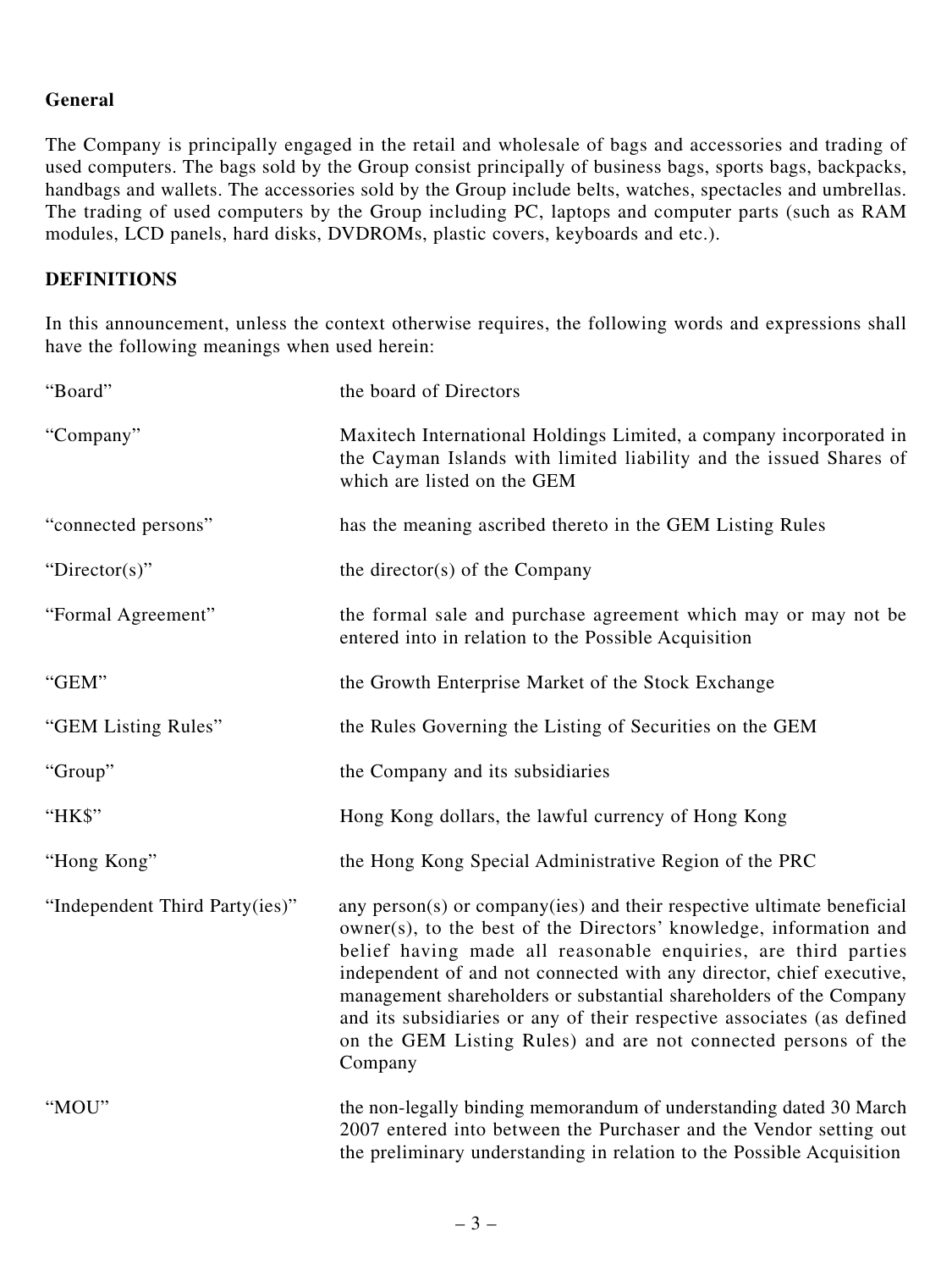**General**

The Company is principally engaged in the retail and wholesale of bags and accessories and trading of used computers. The bags sold by the Group consist principally of business bags, sports bags, backpacks, handbags and wallets. The accessories sold by the Group include belts, watches, spectacles and umbrellas. The trading of used computers by the Group including PC, laptops and computer parts (such as RAM modules, LCD panels, hard disks, DVDROMs, plastic covers, keyboards and etc.).

## DEFINITIONS

In this announcement, unless the context otherwise requires, the following words and expressions shall have the following meanings when used herein:

| | |
|---|---|
| "Board" | the board of Directors |
| "Company" | Maxitech International Holdings Limited, a company incorporated in the Cayman Islands with limited liability and the issued Shares of which are listed on the GEM |
| "connected persons" | has the meaning ascribed thereto in the GEM Listing Rules |
| "Director(s)" | the director(s) of the Company |
| "Formal Agreement" | the formal sale and purchase agreement which may or may not be entered into in relation to the Possible Acquisition |
| "GEM" | the Growth Enterprise Market of the Stock Exchange |
| "GEM Listing Rules" | the Rules Governing the Listing of Securities on the GEM |
| "Group" | the Company and its subsidiaries |
| "HK$" | Hong Kong dollars, the lawful currency of Hong Kong |
| "Hong Kong" | the Hong Kong Special Administrative Region of the PRC |
| "Independent Third Party(ies)" | any person(s) or company(ies) and their respective ultimate beneficial owner(s), to the best of the Directors' knowledge, information and belief having made all reasonable enquiries, are third parties independent of and not connected with any director, chief executive, management shareholders or substantial shareholders of the Company and its subsidiaries or any of their respective associates (as defined on the GEM Listing Rules) and are not connected persons of the Company |
| "MOU" | the non-legally binding memorandum of understanding dated 30 March 2007 entered into between the Purchaser and the Vendor setting out the preliminary understanding in relation to the Possible Acquisition |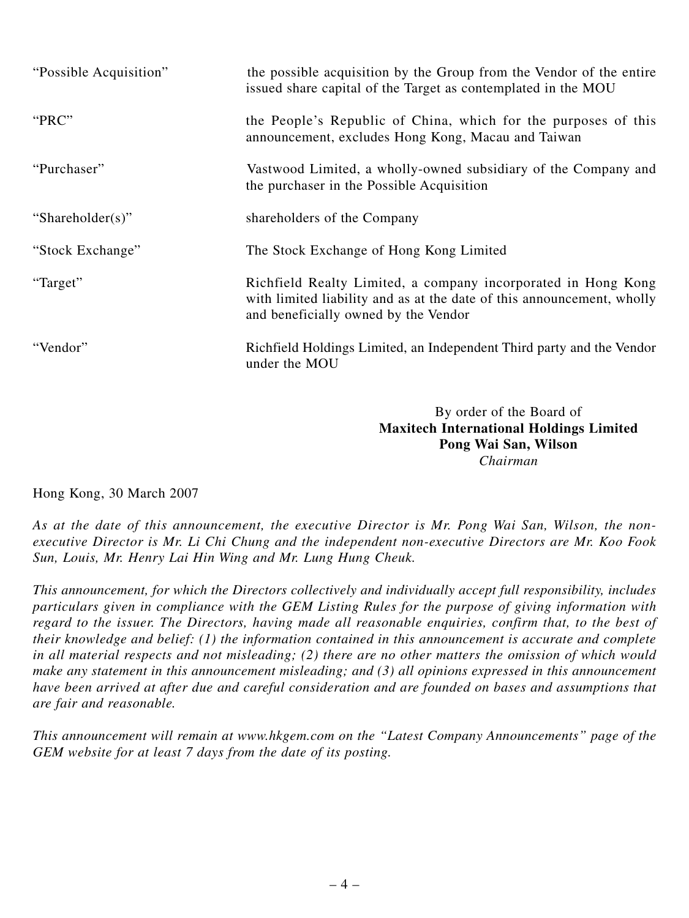| | |
|---|---|
| "Possible Acquisition" | the possible acquisition by the Group from the Vendor of the entire issued share capital of the Target as contemplated in the MOU |
| "PRC" | the People's Republic of China, which for the purposes of this announcement, excludes Hong Kong, Macau and Taiwan |
| "Purchaser" | Vastwood Limited, a wholly-owned subsidiary of the Company and the purchaser in the Possible Acquisition |
| "Shareholder(s)" | shareholders of the Company |
| "Stock Exchange" | The Stock Exchange of Hong Kong Limited |
| "Target" | Richfield Realty Limited, a company incorporated in Hong Kong with limited liability and as at the date of this announcement, wholly and beneficially owned by the Vendor |
| "Vendor" | Richfield Holdings Limited, an Independent Third party and the Vendor under the MOU |

By order of the Board of
**Maxitech International Holdings Limited**
**Pong Wai San, Wilson**
*Chairman*

Hong Kong, 30 March 2007

*As at the date of this announcement, the executive Director is Mr. Pong Wai San, Wilson, the non-executive Director is Mr. Li Chi Chung and the independent non-executive Directors are Mr. Koo Fook Sun, Louis, Mr. Henry Lai Hin Wing and Mr. Lung Hung Cheuk.*

*This announcement, for which the Directors collectively and individually accept full responsibility, includes particulars given in compliance with the GEM Listing Rules for the purpose of giving information with regard to the issuer. The Directors, having made all reasonable enquiries, confirm that, to the best of their knowledge and belief: (1) the information contained in this announcement is accurate and complete in all material respects and not misleading; (2) there are no other matters the omission of which would make any statement in this announcement misleading; and (3) all opinions expressed in this announcement have been arrived at after due and careful consideration and are founded on bases and assumptions that are fair and reasonable.*

*This announcement will remain at www.hkgem.com on the "Latest Company Announcements" page of the GEM website for at least 7 days from the date of its posting.*